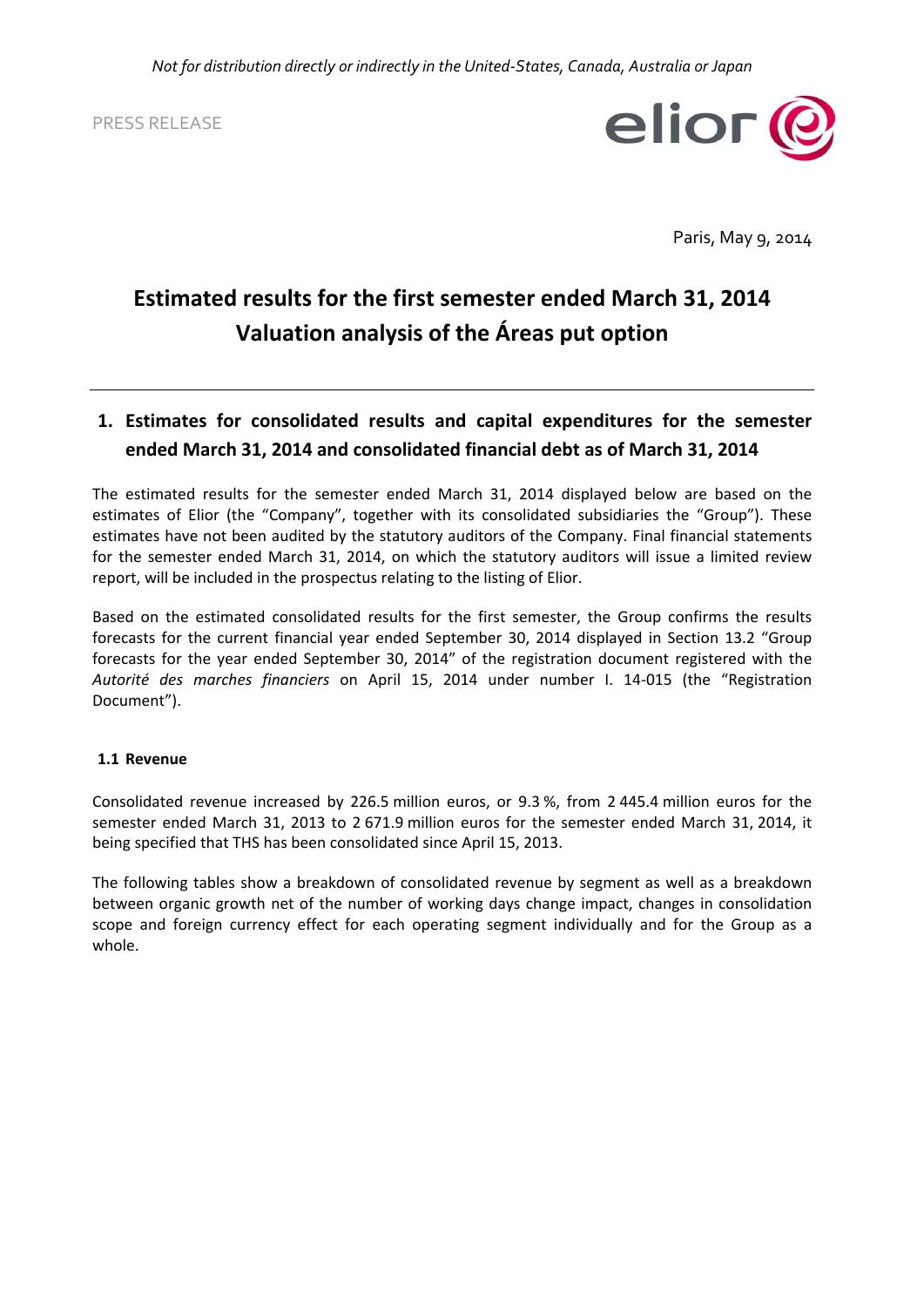*Not for distribution directly or indirectly in the United-States, Canada, Australia or Japan*

PRESS RELEASE

Paris, May 9, 2014

# Estimated results for the first semester ended March 31, 2014
# Valuation analysis of the Áreas put option

## 1. Estimates for consolidated results and capital expenditures for the semester ended March 31, 2014 and consolidated financial debt as of March 31, 2014

The estimated results for the semester ended March 31, 2014 displayed below are based on the estimates of Elior (the "Company", together with its consolidated subsidiaries the "Group"). These estimates have not been audited by the statutory auditors of the Company. Final financial statements for the semester ended March 31, 2014, on which the statutory auditors will issue a limited review report, will be included in the prospectus relating to the listing of Elior.

Based on the estimated consolidated results for the first semester, the Group confirms the results forecasts for the current financial year ended September 30, 2014 displayed in Section 13.2 "Group forecasts for the year ended September 30, 2014" of the registration document registered with the *Autorité des marches financiers* on April 15, 2014 under number I. 14-015 (the "Registration Document").

### 1.1 Revenue

Consolidated revenue increased by 226.5 million euros, or 9.3 %, from 2 445.4 million euros for the semester ended March 31, 2013 to 2 671.9 million euros for the semester ended March 31, 2014, it being specified that THS has been consolidated since April 15, 2013.

The following tables show a breakdown of consolidated revenue by segment as well as a breakdown between organic growth net of the number of working days change impact, changes in consolidation scope and foreign currency effect for each operating segment individually and for the Group as a whole.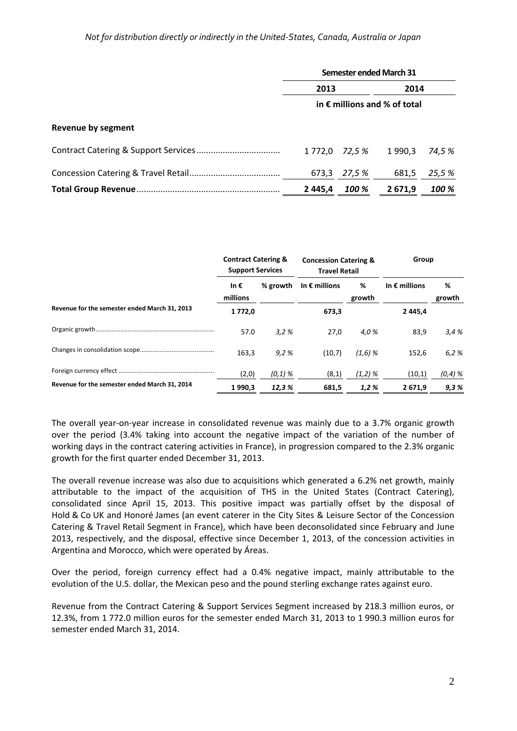|  | Semester ended March 31 | | | |
| --- | --- | --- | --- | --- |
|  | 2013 | | 2014 | |
|  | in € millions and % of total | | | |
| **Revenue by segment** | | | | |
| Contract Catering & Support Services | 1 772,0 | *72,5 %* | 1 990,3 | *74,5 %* |
| Concession Catering & Travel Retail | 673,3 | *27,5 %* | 681,5 | *25,5 %* |
| **Total Group Revenue** | **2 445,4** | ***100 %*** | **2 671,9** | ***100 %*** |

|  | Contract Catering & Support Services | | Concession Catering & Travel Retail | | Group | |
| --- | --- | --- | --- | --- | --- | --- |
|  | In € millions | % growth | In € millions | % growth | In € millions | % growth |
| **Revenue for the semester ended March 31, 2013** | **1 772,0** | | **673,3** | | **2 445,4** | |
| Organic growth | 57.0 | *3,2 %* | 27,0 | *4,0 %* | 83,9 | *3,4 %* |
| Changes in consolidation scope | 163,3 | *9,2 %* | (10,7) | *(1,6) %* | 152,6 | *6,2 %* |
| Foreign currency effect | (2,0) | *(0,1) %* | (8,1) | *(1,2) %* | (10,1) | *(0,4) %* |
| **Revenue for the semester ended March 31, 2014** | **1 990,3** | ***12,3 %*** | **681,5** | ***1,2 %*** | **2 671,9** | ***9,3 %*** |

The overall year-on-year increase in consolidated revenue was mainly due to a 3.7% organic growth over the period (3.4% taking into account the negative impact of the variation of the number of working days in the contract catering activities in France), in progression compared to the 2.3% organic growth for the first quarter ended December 31, 2013.

The overall revenue increase was also due to acquisitions which generated a 6.2% net growth, mainly attributable to the impact of the acquisition of THS in the United States (Contract Catering), consolidated since April 15, 2013. This positive impact was partially offset by the disposal of Hold & Co UK and Honoré James (an event caterer in the City Sites & Leisure Sector of the Concession Catering & Travel Retail Segment in France), which have been deconsolidated since February and June 2013, respectively, and the disposal, effective since December 1, 2013, of the concession activities in Argentina and Morocco, which were operated by Áreas.

Over the period, foreign currency effect had a 0.4% negative impact, mainly attributable to the evolution of the U.S. dollar, the Mexican peso and the pound sterling exchange rates against euro.

Revenue from the Contract Catering & Support Services Segment increased by 218.3 million euros, or 12.3%, from 1 772.0 million euros for the semester ended March 31, 2013 to 1 990.3 million euros for semester ended March 31, 2014.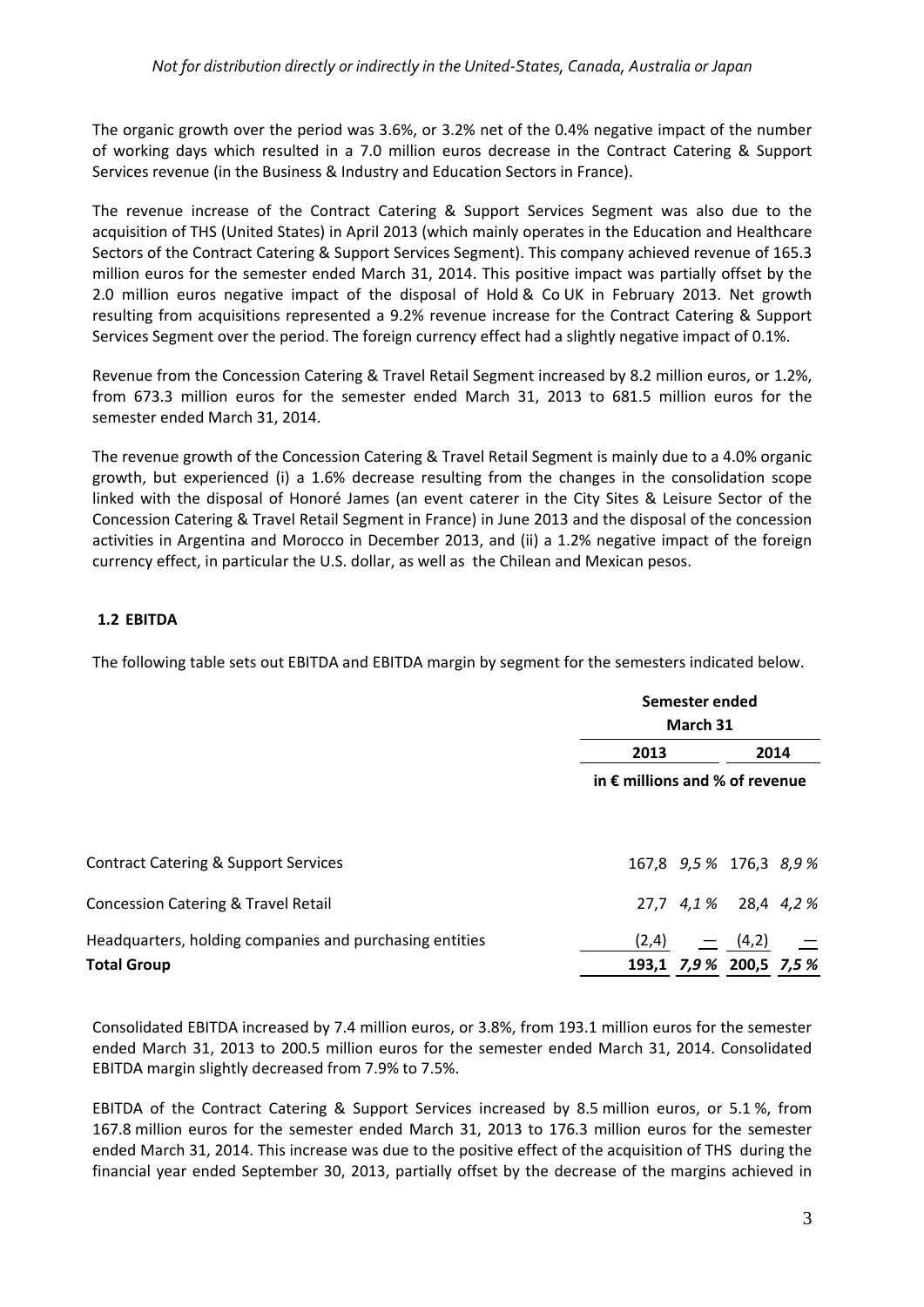The organic growth over the period was 3.6%, or 3.2% net of the 0.4% negative impact of the number of working days which resulted in a 7.0 million euros decrease in the Contract Catering & Support Services revenue (in the Business & Industry and Education Sectors in France).

The revenue increase of the Contract Catering & Support Services Segment was also due to the acquisition of THS (United States) in April 2013 (which mainly operates in the Education and Healthcare Sectors of the Contract Catering & Support Services Segment). This company achieved revenue of 165.3 million euros for the semester ended March 31, 2014. This positive impact was partially offset by the 2.0 million euros negative impact of the disposal of Hold & Co UK in February 2013. Net growth resulting from acquisitions represented a 9.2% revenue increase for the Contract Catering & Support Services Segment over the period. The foreign currency effect had a slightly negative impact of 0.1%.

Revenue from the Concession Catering & Travel Retail Segment increased by 8.2 million euros, or 1.2%, from 673.3 million euros for the semester ended March 31, 2013 to 681.5 million euros for the semester ended March 31, 2014.

The revenue growth of the Concession Catering & Travel Retail Segment is mainly due to a 4.0% organic growth, but experienced (i) a 1.6% decrease resulting from the changes in the consolidation scope linked with the disposal of Honoré James (an event caterer in the City Sites & Leisure Sector of the Concession Catering & Travel Retail Segment in France) in June 2013 and the disposal of the concession activities in Argentina and Morocco in December 2013, and (ii) a 1.2% negative impact of the foreign currency effect, in particular the U.S. dollar, as well as the Chilean and Mexican pesos.

## 1.2 EBITDA

The following table sets out EBITDA and EBITDA margin by segment for the semesters indicated below.

| | Semester ended March 31 | | | |
|---|---|---|---|---|
| | 2013 | | 2014 | |
| | in € millions and % of revenue | | | |
| Contract Catering & Support Services | 167,8 | *9,5 %* | 176,3 | *8,9 %* |
| Concession Catering & Travel Retail | 27,7 | *4,1 %* | 28,4 | *4,2 %* |
| Headquarters, holding companies and purchasing entities | (2,4) | — | (4,2) | — |
| **Total Group** | **193,1** | ***7,9 %*** | **200,5** | ***7,5 %*** |

Consolidated EBITDA increased by 7.4 million euros, or 3.8%, from 193.1 million euros for the semester ended March 31, 2013 to 200.5 million euros for the semester ended March 31, 2014. Consolidated EBITDA margin slightly decreased from 7.9% to 7.5%.

EBITDA of the Contract Catering & Support Services increased by 8.5 million euros, or 5.1 %, from 167.8 million euros for the semester ended March 31, 2013 to 176.3 million euros for the semester ended March 31, 2014. This increase was due to the positive effect of the acquisition of THS during the financial year ended September 30, 2013, partially offset by the decrease of the margins achieved in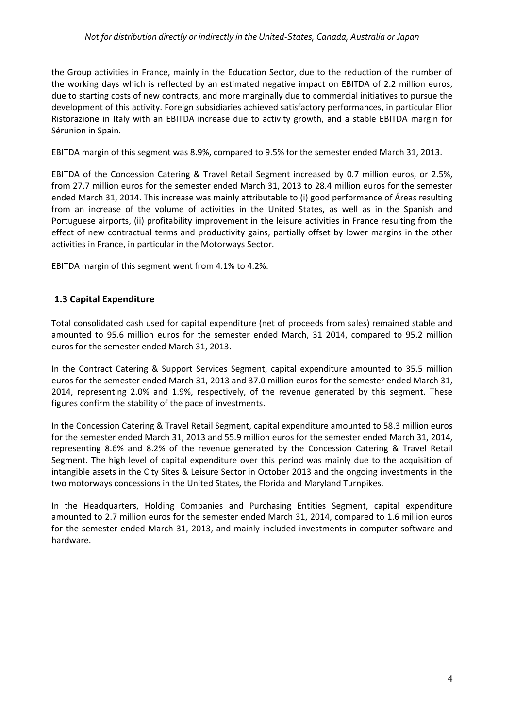the Group activities in France, mainly in the Education Sector, due to the reduction of the number of the working days which is reflected by an estimated negative impact on EBITDA of 2.2 million euros, due to starting costs of new contracts, and more marginally due to commercial initiatives to pursue the development of this activity. Foreign subsidiaries achieved satisfactory performances, in particular Elior Ristorazione in Italy with an EBITDA increase due to activity growth, and a stable EBITDA margin for Sérunion in Spain.

EBITDA margin of this segment was 8.9%, compared to 9.5% for the semester ended March 31, 2013.

EBITDA of the Concession Catering & Travel Retail Segment increased by 0.7 million euros, or 2.5%, from 27.7 million euros for the semester ended March 31, 2013 to 28.4 million euros for the semester ended March 31, 2014. This increase was mainly attributable to (i) good performance of Áreas resulting from an increase of the volume of activities in the United States, as well as in the Spanish and Portuguese airports, (ii) profitability improvement in the leisure activities in France resulting from the effect of new contractual terms and productivity gains, partially offset by lower margins in the other activities in France, in particular in the Motorways Sector.

EBITDA margin of this segment went from 4.1% to 4.2%.

## 1.3 Capital Expenditure

Total consolidated cash used for capital expenditure (net of proceeds from sales) remained stable and amounted to 95.6 million euros for the semester ended March, 31 2014, compared to 95.2 million euros for the semester ended March 31, 2013.

In the Contract Catering & Support Services Segment, capital expenditure amounted to 35.5 million euros for the semester ended March 31, 2013 and 37.0 million euros for the semester ended March 31, 2014, representing 2.0% and 1.9%, respectively, of the revenue generated by this segment. These figures confirm the stability of the pace of investments.

In the Concession Catering & Travel Retail Segment, capital expenditure amounted to 58.3 million euros for the semester ended March 31, 2013 and 55.9 million euros for the semester ended March 31, 2014, representing 8.6% and 8.2% of the revenue generated by the Concession Catering & Travel Retail Segment. The high level of capital expenditure over this period was mainly due to the acquisition of intangible assets in the City Sites & Leisure Sector in October 2013 and the ongoing investments in the two motorways concessions in the United States, the Florida and Maryland Turnpikes.

In the Headquarters, Holding Companies and Purchasing Entities Segment, capital expenditure amounted to 2.7 million euros for the semester ended March 31, 2014, compared to 1.6 million euros for the semester ended March 31, 2013, and mainly included investments in computer software and hardware.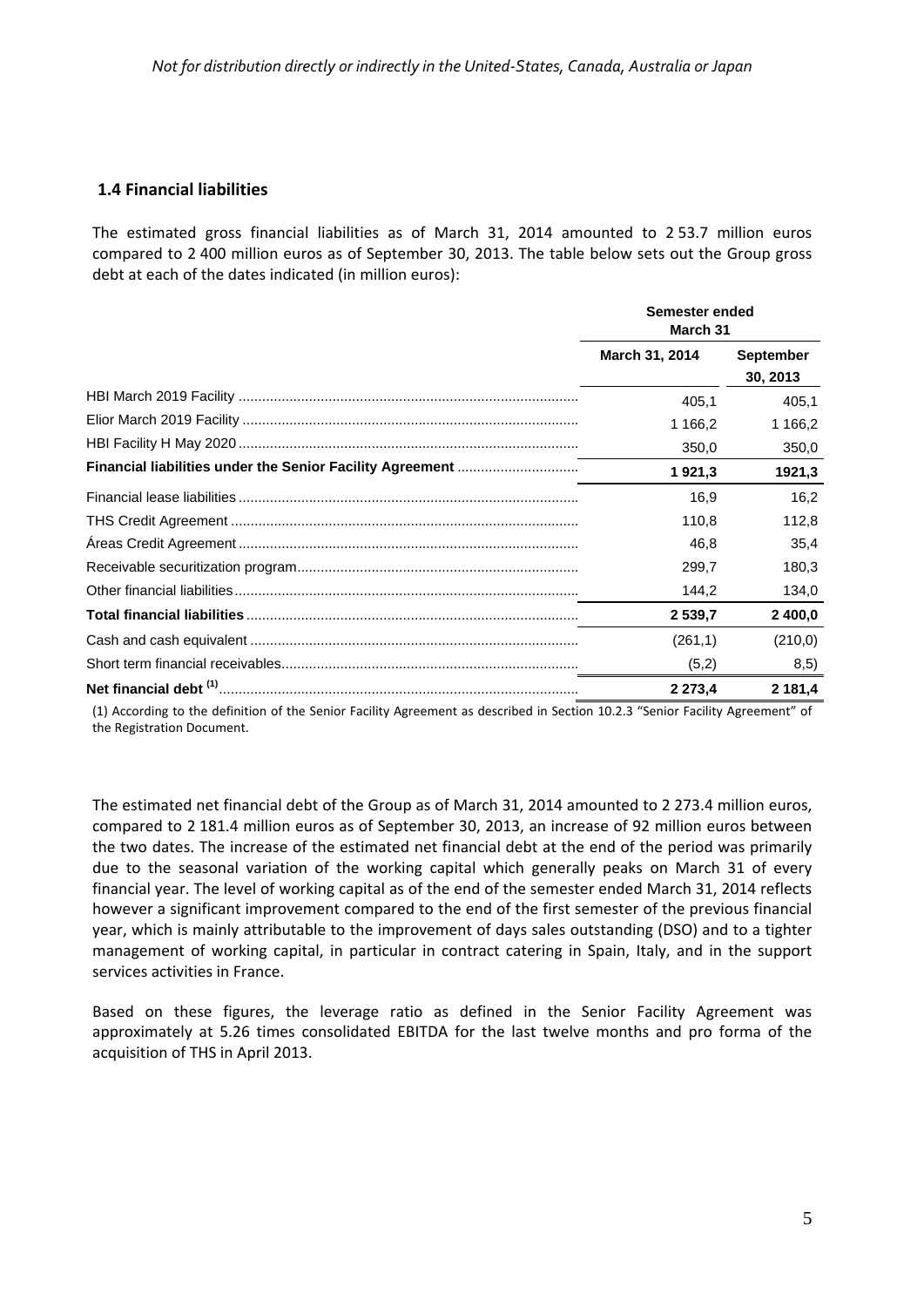## 1.4 Financial liabilities

The estimated gross financial liabilities as of March 31, 2014 amounted to 2 53.7 million euros compared to 2 400 million euros as of September 30, 2013. The table below sets out the Group gross debt at each of the dates indicated (in million euros):

| | Semester ended March 31 | |
|---|---|---|
| | March 31, 2014 | September 30, 2013 |
| HBI March 2019 Facility | 405,1 | 405,1 |
| Elior March 2019 Facility | 1 166,2 | 1 166,2 |
| HBI Facility H May 2020 | 350,0 | 350,0 |
| **Financial liabilities under the Senior Facility Agreement** | **1 921,3** | **1921,3** |
| Financial lease liabilities | 16,9 | 16,2 |
| THS Credit Agreement | 110,8 | 112,8 |
| Áreas Credit Agreement | 46,8 | 35,4 |
| Receivable securitization program | 299,7 | 180,3 |
| Other financial liabilities | 144,2 | 134,0 |
| **Total financial liabilities** | **2 539,7** | **2 400,0** |
| Cash and cash equivalent | (261,1) | (210,0) |
| Short term financial receivables | (5,2) | 8,5) |
| **Net financial debt [1]** | **2 273,4** | **2 181,4** |

(1) According to the definition of the Senior Facility Agreement as described in Section 10.2.3 "Senior Facility Agreement" of the Registration Document.

The estimated net financial debt of the Group as of March 31, 2014 amounted to 2 273.4 million euros, compared to 2 181.4 million euros as of September 30, 2013, an increase of 92 million euros between the two dates. The increase of the estimated net financial debt at the end of the period was primarily due to the seasonal variation of the working capital which generally peaks on March 31 of every financial year. The level of working capital as of the end of the semester ended March 31, 2014 reflects however a significant improvement compared to the end of the first semester of the previous financial year, which is mainly attributable to the improvement of days sales outstanding (DSO) and to a tighter management of working capital, in particular in contract catering in Spain, Italy, and in the support services activities in France.

Based on these figures, the leverage ratio as defined in the Senior Facility Agreement was approximately at 5.26 times consolidated EBITDA for the last twelve months and pro forma of the acquisition of THS in April 2013.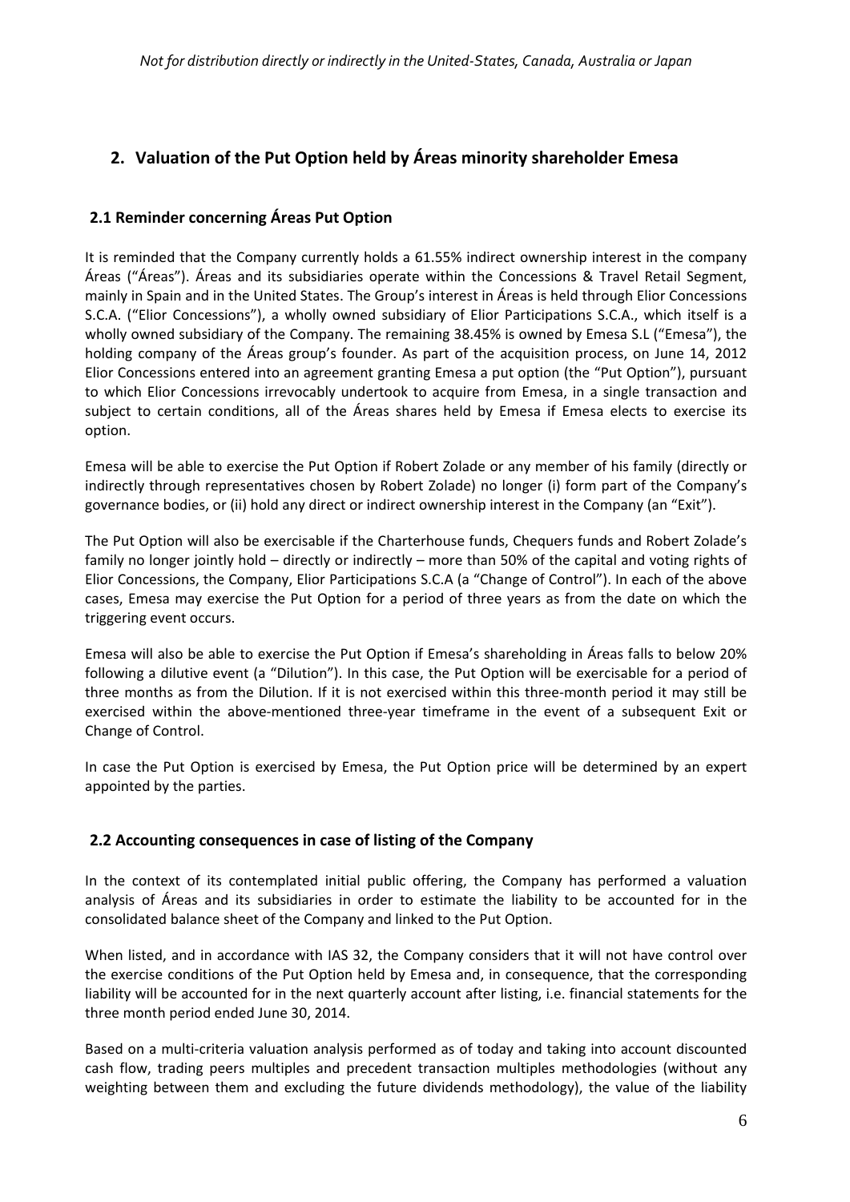## 2. Valuation of the Put Option held by Áreas minority shareholder Emesa

### 2.1 Reminder concerning Áreas Put Option

It is reminded that the Company currently holds a 61.55% indirect ownership interest in the company Áreas ("Áreas"). Áreas and its subsidiaries operate within the Concessions & Travel Retail Segment, mainly in Spain and in the United States. The Group's interest in Áreas is held through Elior Concessions S.C.A. ("Elior Concessions"), a wholly owned subsidiary of Elior Participations S.C.A., which itself is a wholly owned subsidiary of the Company. The remaining 38.45% is owned by Emesa S.L ("Emesa"), the holding company of the Áreas group's founder. As part of the acquisition process, on June 14, 2012 Elior Concessions entered into an agreement granting Emesa a put option (the "Put Option"), pursuant to which Elior Concessions irrevocably undertook to acquire from Emesa, in a single transaction and subject to certain conditions, all of the Áreas shares held by Emesa if Emesa elects to exercise its option.

Emesa will be able to exercise the Put Option if Robert Zolade or any member of his family (directly or indirectly through representatives chosen by Robert Zolade) no longer (i) form part of the Company's governance bodies, or (ii) hold any direct or indirect ownership interest in the Company (an "Exit").

The Put Option will also be exercisable if the Charterhouse funds, Chequers funds and Robert Zolade's family no longer jointly hold – directly or indirectly – more than 50% of the capital and voting rights of Elior Concessions, the Company, Elior Participations S.C.A (a "Change of Control"). In each of the above cases, Emesa may exercise the Put Option for a period of three years as from the date on which the triggering event occurs.

Emesa will also be able to exercise the Put Option if Emesa's shareholding in Áreas falls to below 20% following a dilutive event (a "Dilution"). In this case, the Put Option will be exercisable for a period of three months as from the Dilution. If it is not exercised within this three-month period it may still be exercised within the above-mentioned three-year timeframe in the event of a subsequent Exit or Change of Control.

In case the Put Option is exercised by Emesa, the Put Option price will be determined by an expert appointed by the parties.

### 2.2 Accounting consequences in case of listing of the Company

In the context of its contemplated initial public offering, the Company has performed a valuation analysis of Áreas and its subsidiaries in order to estimate the liability to be accounted for in the consolidated balance sheet of the Company and linked to the Put Option.

When listed, and in accordance with IAS 32, the Company considers that it will not have control over the exercise conditions of the Put Option held by Emesa and, in consequence, that the corresponding liability will be accounted for in the next quarterly account after listing, i.e. financial statements for the three month period ended June 30, 2014.

Based on a multi-criteria valuation analysis performed as of today and taking into account discounted cash flow, trading peers multiples and precedent transaction multiples methodologies (without any weighting between them and excluding the future dividends methodology), the value of the liability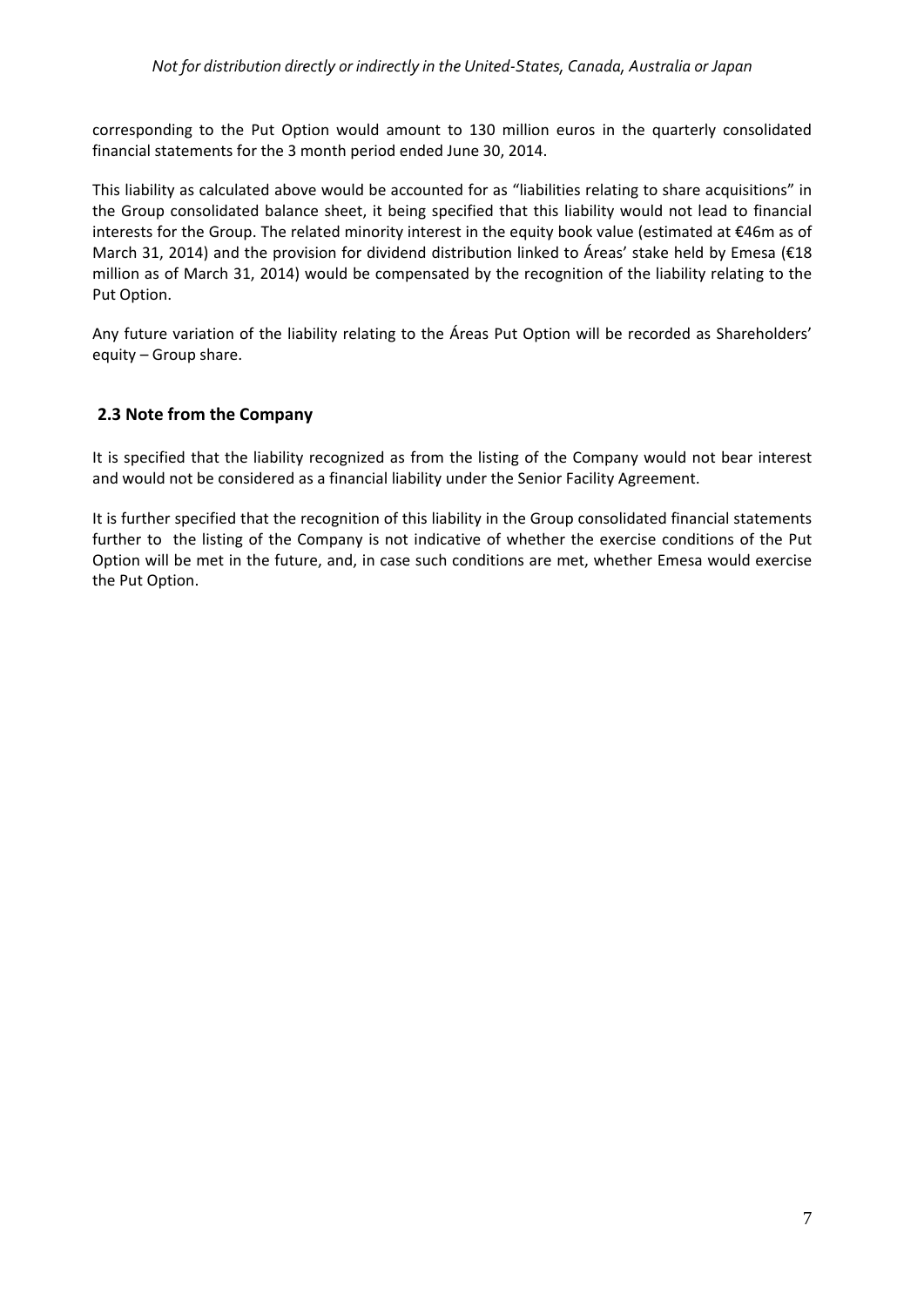corresponding to the Put Option would amount to 130 million euros in the quarterly consolidated financial statements for the 3 month period ended June 30, 2014.

This liability as calculated above would be accounted for as "liabilities relating to share acquisitions" in the Group consolidated balance sheet, it being specified that this liability would not lead to financial interests for the Group. The related minority interest in the equity book value (estimated at €46m as of March 31, 2014) and the provision for dividend distribution linked to Áreas' stake held by Emesa (€18 million as of March 31, 2014) would be compensated by the recognition of the liability relating to the Put Option.

Any future variation of the liability relating to the Áreas Put Option will be recorded as Shareholders' equity – Group share.

## 2.3 Note from the Company

It is specified that the liability recognized as from the listing of the Company would not bear interest and would not be considered as a financial liability under the Senior Facility Agreement.

It is further specified that the recognition of this liability in the Group consolidated financial statements further to the listing of the Company is not indicative of whether the exercise conditions of the Put Option will be met in the future, and, in case such conditions are met, whether Emesa would exercise the Put Option.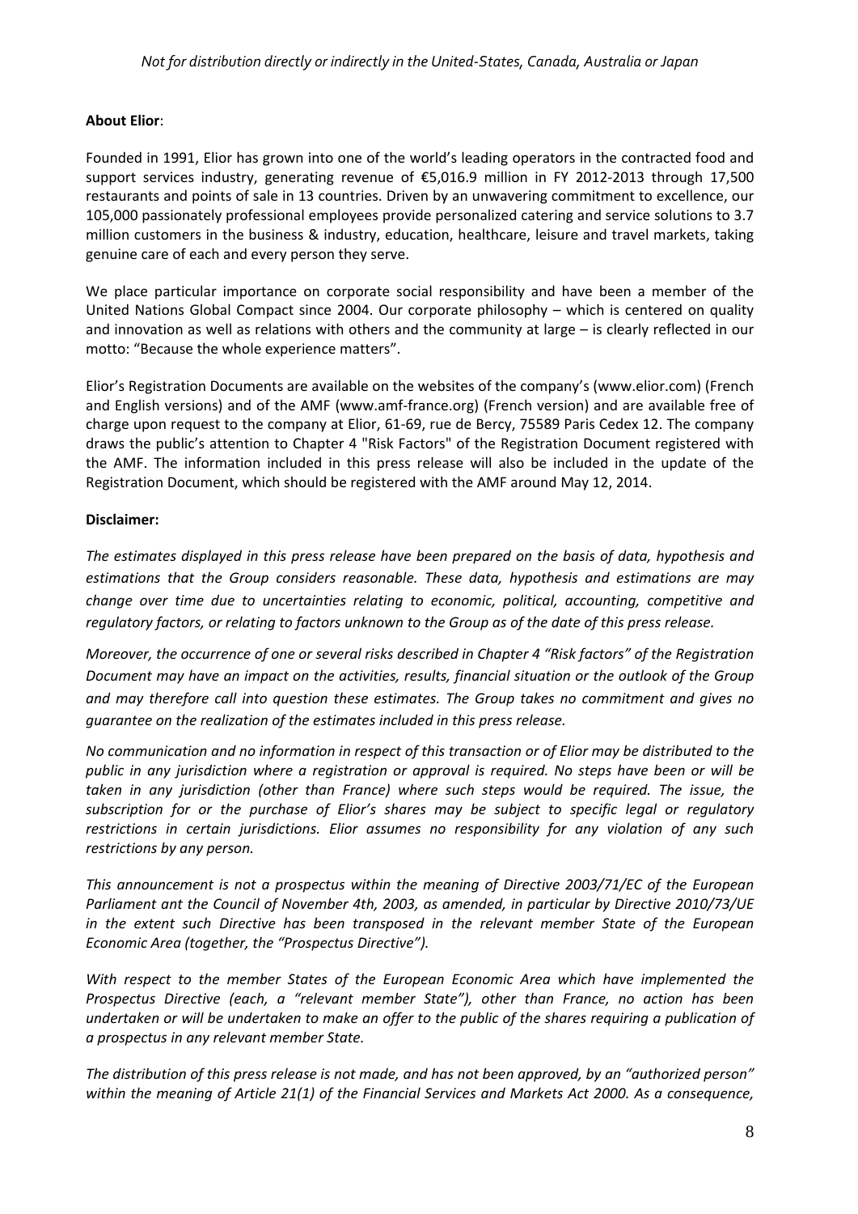**About Elior**:

Founded in 1991, Elior has grown into one of the world's leading operators in the contracted food and support services industry, generating revenue of €5,016.9 million in FY 2012-2013 through 17,500 restaurants and points of sale in 13 countries. Driven by an unwavering commitment to excellence, our 105,000 passionately professional employees provide personalized catering and service solutions to 3.7 million customers in the business & industry, education, healthcare, leisure and travel markets, taking genuine care of each and every person they serve.

We place particular importance on corporate social responsibility and have been a member of the United Nations Global Compact since 2004. Our corporate philosophy – which is centered on quality and innovation as well as relations with others and the community at large – is clearly reflected in our motto: "Because the whole experience matters".

Elior's Registration Documents are available on the websites of the company's (www.elior.com) (French and English versions) and of the AMF (www.amf-france.org) (French version) and are available free of charge upon request to the company at Elior, 61-69, rue de Bercy, 75589 Paris Cedex 12. The company draws the public's attention to Chapter 4 "Risk Factors" of the Registration Document registered with the AMF. The information included in this press release will also be included in the update of the Registration Document, which should be registered with the AMF around May 12, 2014.

**Disclaimer:**

*The estimates displayed in this press release have been prepared on the basis of data, hypothesis and estimations that the Group considers reasonable. These data, hypothesis and estimations are may change over time due to uncertainties relating to economic, political, accounting, competitive and regulatory factors, or relating to factors unknown to the Group as of the date of this press release.*

*Moreover, the occurrence of one or several risks described in Chapter 4 "Risk factors" of the Registration Document may have an impact on the activities, results, financial situation or the outlook of the Group and may therefore call into question these estimates. The Group takes no commitment and gives no guarantee on the realization of the estimates included in this press release.*

*No communication and no information in respect of this transaction or of Elior may be distributed to the public in any jurisdiction where a registration or approval is required. No steps have been or will be taken in any jurisdiction (other than France) where such steps would be required. The issue, the subscription for or the purchase of Elior's shares may be subject to specific legal or regulatory restrictions in certain jurisdictions. Elior assumes no responsibility for any violation of any such restrictions by any person.*

*This announcement is not a prospectus within the meaning of Directive 2003/71/EC of the European Parliament ant the Council of November 4th, 2003, as amended, in particular by Directive 2010/73/UE in the extent such Directive has been transposed in the relevant member State of the European Economic Area (together, the "Prospectus Directive").*

*With respect to the member States of the European Economic Area which have implemented the Prospectus Directive (each, a "relevant member State"), other than France, no action has been undertaken or will be undertaken to make an offer to the public of the shares requiring a publication of a prospectus in any relevant member State.*

*The distribution of this press release is not made, and has not been approved, by an "authorized person" within the meaning of Article 21(1) of the Financial Services and Markets Act 2000. As a consequence,*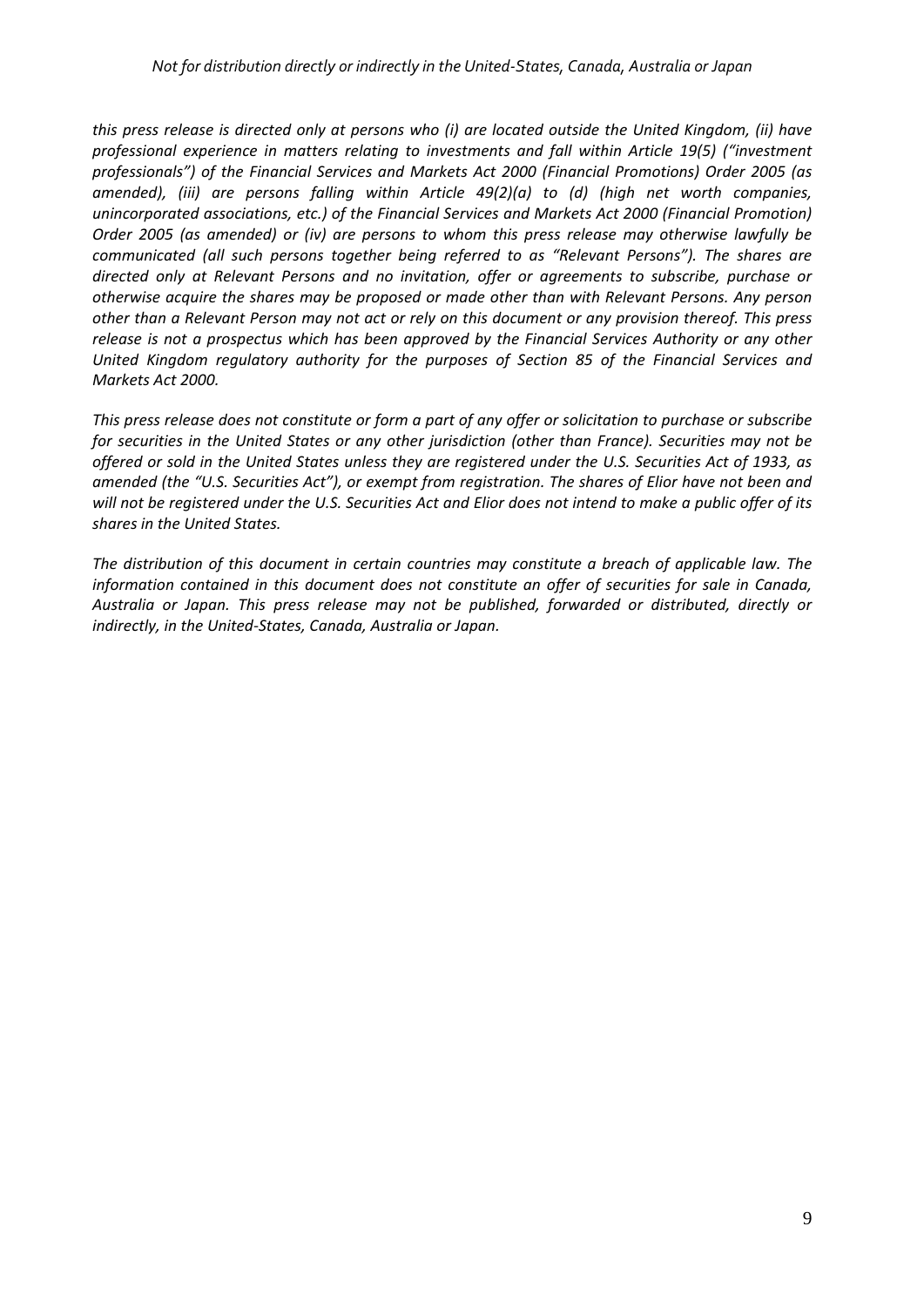*this press release is directed only at persons who (i) are located outside the United Kingdom, (ii) have professional experience in matters relating to investments and fall within Article 19(5) ("investment professionals") of the Financial Services and Markets Act 2000 (Financial Promotions) Order 2005 (as amended), (iii) are persons falling within Article 49(2)(a) to (d) (high net worth companies, unincorporated associations, etc.) of the Financial Services and Markets Act 2000 (Financial Promotion) Order 2005 (as amended) or (iv) are persons to whom this press release may otherwise lawfully be communicated (all such persons together being referred to as "Relevant Persons"). The shares are directed only at Relevant Persons and no invitation, offer or agreements to subscribe, purchase or otherwise acquire the shares may be proposed or made other than with Relevant Persons. Any person other than a Relevant Person may not act or rely on this document or any provision thereof. This press release is not a prospectus which has been approved by the Financial Services Authority or any other United Kingdom regulatory authority for the purposes of Section 85 of the Financial Services and Markets Act 2000.*

*This press release does not constitute or form a part of any offer or solicitation to purchase or subscribe for securities in the United States or any other jurisdiction (other than France). Securities may not be offered or sold in the United States unless they are registered under the U.S. Securities Act of 1933, as amended (the "U.S. Securities Act"), or exempt from registration. The shares of Elior have not been and will not be registered under the U.S. Securities Act and Elior does not intend to make a public offer of its shares in the United States.*

*The distribution of this document in certain countries may constitute a breach of applicable law. The information contained in this document does not constitute an offer of securities for sale in Canada, Australia or Japan. This press release may not be published, forwarded or distributed, directly or indirectly, in the United-States, Canada, Australia or Japan.*